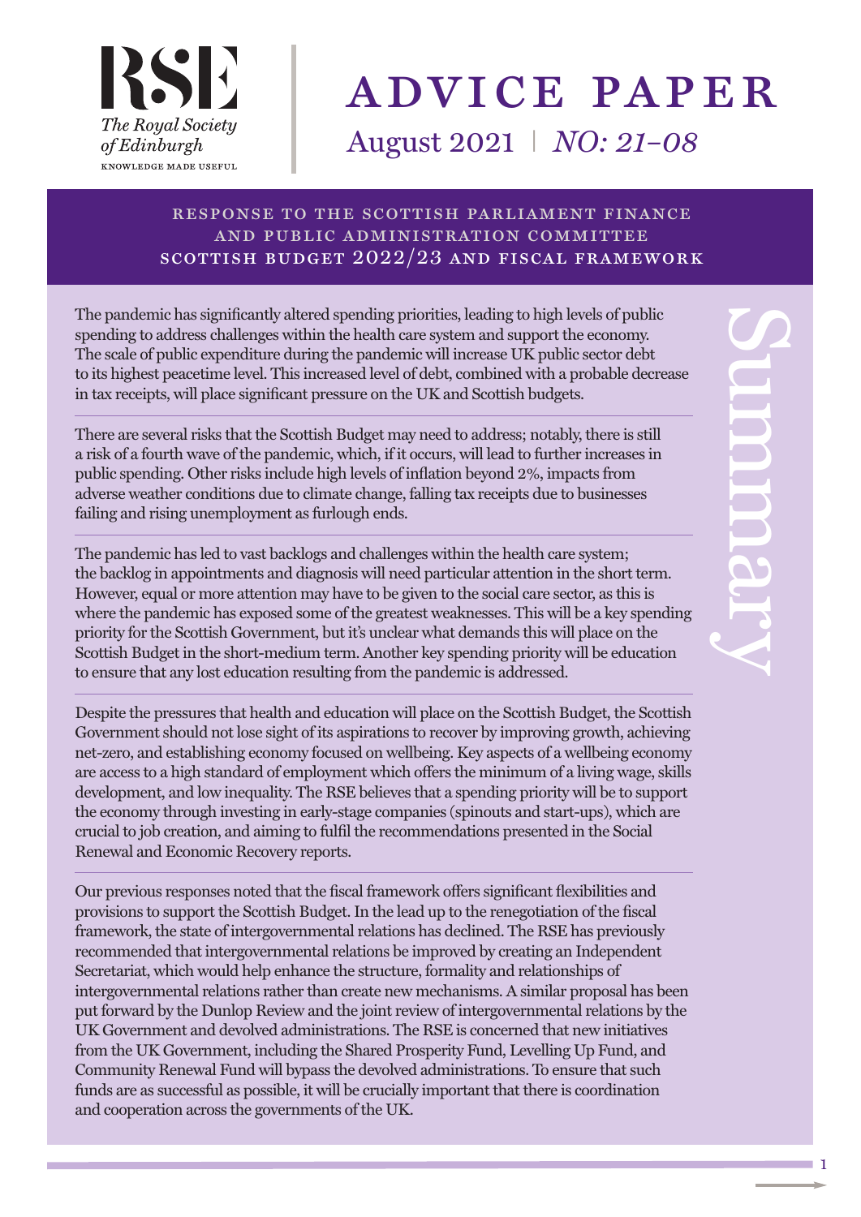RSE
The Royal Society of Edinburgh
KNOWLEDGE MADE USEFUL

# ADVICE PAPER

August 2021 | *NO: 21-08*

## RESPONSE TO THE SCOTTISH PARLIAMENT FINANCE AND PUBLIC ADMINISTRATION COMMITTEE SCOTTISH BUDGET 2022/23 AND FISCAL FRAMEWORK

## Summary

The pandemic has significantly altered spending priorities, leading to high levels of public spending to address challenges within the health care system and support the economy. The scale of public expenditure during the pandemic will increase UK public sector debt to its highest peacetime level. This increased level of debt, combined with a probable decrease in tax receipts, will place significant pressure on the UK and Scottish budgets.

There are several risks that the Scottish Budget may need to address; notably, there is still a risk of a fourth wave of the pandemic, which, if it occurs, will lead to further increases in public spending. Other risks include high levels of inflation beyond 2%, impacts from adverse weather conditions due to climate change, falling tax receipts due to businesses failing and rising unemployment as furlough ends.

The pandemic has led to vast backlogs and challenges within the health care system; the backlog in appointments and diagnosis will need particular attention in the short term. However, equal or more attention may have to be given to the social care sector, as this is where the pandemic has exposed some of the greatest weaknesses. This will be a key spending priority for the Scottish Government, but it's unclear what demands this will place on the Scottish Budget in the short-medium term. Another key spending priority will be education to ensure that any lost education resulting from the pandemic is addressed.

Despite the pressures that health and education will place on the Scottish Budget, the Scottish Government should not lose sight of its aspirations to recover by improving growth, achieving net-zero, and establishing economy focused on wellbeing. Key aspects of a wellbeing economy are access to a high standard of employment which offers the minimum of a living wage, skills development, and low inequality. The RSE believes that a spending priority will be to support the economy through investing in early-stage companies (spinouts and start-ups), which are crucial to job creation, and aiming to fulfil the recommendations presented in the Social Renewal and Economic Recovery reports.

Our previous responses noted that the fiscal framework offers significant flexibilities and provisions to support the Scottish Budget. In the lead up to the renegotiation of the fiscal framework, the state of intergovernmental relations has declined. The RSE has previously recommended that intergovernmental relations be improved by creating an Independent Secretariat, which would help enhance the structure, formality and relationships of intergovernmental relations rather than create new mechanisms. A similar proposal has been put forward by the Dunlop Review and the joint review of intergovernmental relations by the UK Government and devolved administrations. The RSE is concerned that new initiatives from the UK Government, including the Shared Prosperity Fund, Levelling Up Fund, and Community Renewal Fund will bypass the devolved administrations. To ensure that such funds are as successful as possible, it will be crucially important that there is coordination and cooperation across the governments of the UK.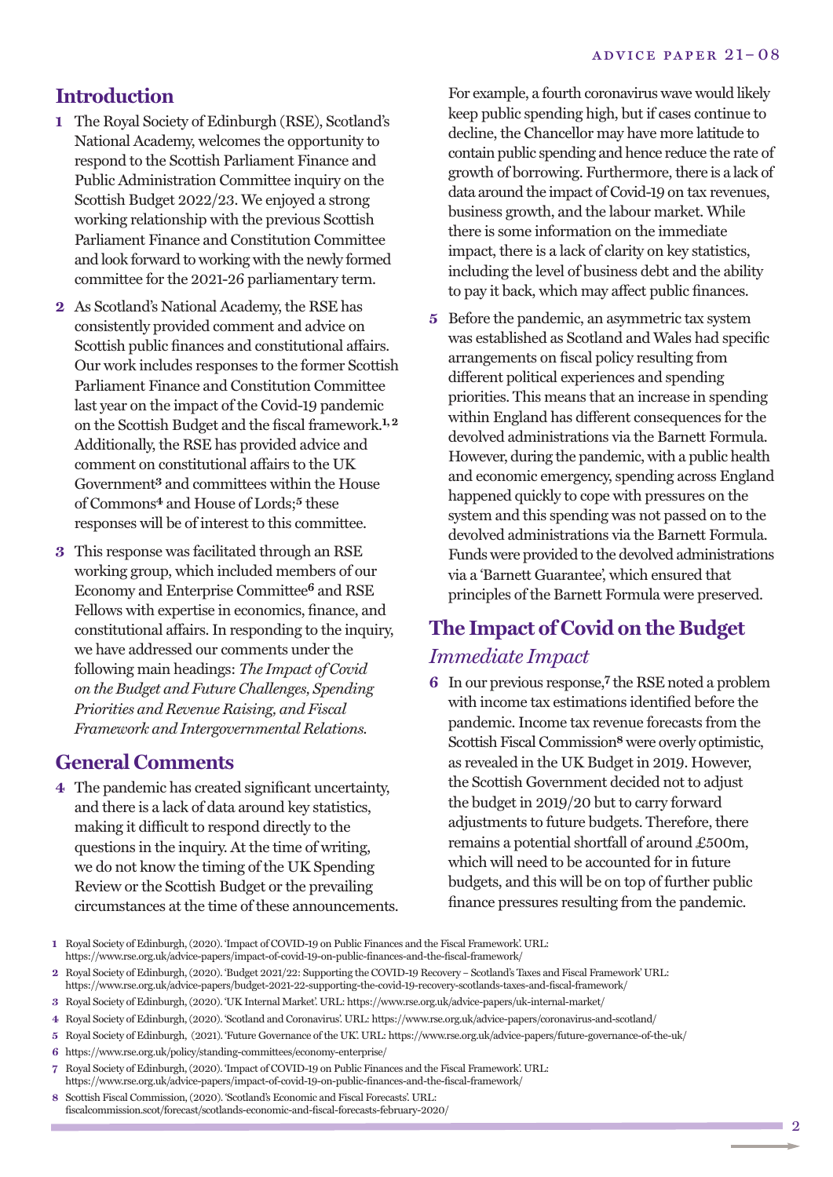## Introduction

**1** The Royal Society of Edinburgh (RSE), Scotland's National Academy, welcomes the opportunity to respond to the Scottish Parliament Finance and Public Administration Committee inquiry on the Scottish Budget 2022/23. We enjoyed a strong working relationship with the previous Scottish Parliament Finance and Constitution Committee and look forward to working with the newly formed committee for the 2021-26 parliamentary term.

**2** As Scotland's National Academy, the RSE has consistently provided comment and advice on Scottish public finances and constitutional affairs. Our work includes responses to the former Scottish Parliament Finance and Constitution Committee last year on the impact of the Covid-19 pandemic on the Scottish Budget and the fiscal framework.[1, 2] Additionally, the RSE has provided advice and comment on constitutional affairs to the UK Government[3] and committees within the House of Commons[4] and House of Lords;[5] these responses will be of interest to this committee.

**3** This response was facilitated through an RSE working group, which included members of our Economy and Enterprise Committee[6] and RSE Fellows with expertise in economics, finance, and constitutional affairs. In responding to the inquiry, we have addressed our comments under the following main headings: *The Impact of Covid on the Budget and Future Challenges, Spending Priorities and Revenue Raising, and Fiscal Framework and Intergovernmental Relations.*

## General Comments

**4** The pandemic has created significant uncertainty, and there is a lack of data around key statistics, making it difficult to respond directly to the questions in the inquiry. At the time of writing, we do not know the timing of the UK Spending Review or the Scottish Budget or the prevailing circumstances at the time of these announcements. For example, a fourth coronavirus wave would likely keep public spending high, but if cases continue to decline, the Chancellor may have more latitude to contain public spending and hence reduce the rate of growth of borrowing. Furthermore, there is a lack of data around the impact of Covid-19 on tax revenues, business growth, and the labour market. While there is some information on the immediate impact, there is a lack of clarity on key statistics, including the level of business debt and the ability to pay it back, which may affect public finances.

**5** Before the pandemic, an asymmetric tax system was established as Scotland and Wales had specific arrangements on fiscal policy resulting from different political experiences and spending priorities. This means that an increase in spending within England has different consequences for the devolved administrations via the Barnett Formula. However, during the pandemic, with a public health and economic emergency, spending across England happened quickly to cope with pressures on the system and this spending was not passed on to the devolved administrations via the Barnett Formula. Funds were provided to the devolved administrations via a 'Barnett Guarantee', which ensured that principles of the Barnett Formula were preserved.

## The Impact of Covid on the Budget

### *Immediate Impact*

**6** In our previous response,[7] the RSE noted a problem with income tax estimations identified before the pandemic. Income tax revenue forecasts from the Scottish Fiscal Commission[8] were overly optimistic, as revealed in the UK Budget in 2019. However, the Scottish Government decided not to adjust the budget in 2019/20 but to carry forward adjustments to future budgets. Therefore, there remains a potential shortfall of around £500m, which will need to be accounted for in future budgets, and this will be on top of further public finance pressures resulting from the pandemic.

---

1 Royal Society of Edinburgh, (2020). 'Impact of COVID-19 on Public Finances and the Fiscal Framework'. URL: https://www.rse.org.uk/advice-papers/impact-of-covid-19-on-public-finances-and-the-fiscal-framework/

2 Royal Society of Edinburgh, (2020). 'Budget 2021/22: Supporting the COVID-19 Recovery – Scotland's Taxes and Fiscal Framework' URL: https://www.rse.org.uk/advice-papers/budget-2021-22-supporting-the-covid-19-recovery-scotlands-taxes-and-fiscal-framework/

3 Royal Society of Edinburgh, (2020). 'UK Internal Market'. URL: https://www.rse.org.uk/advice-papers/uk-internal-market/

4 Royal Society of Edinburgh, (2020). 'Scotland and Coronavirus'. URL: https://www.rse.org.uk/advice-papers/coronavirus-and-scotland/

5 Royal Society of Edinburgh, (2021). 'Future Governance of the UK'. URL: https://www.rse.org.uk/advice-papers/future-governance-of-the-uk/

6 https://www.rse.org.uk/policy/standing-committees/economy-enterprise/

7 Royal Society of Edinburgh, (2020). 'Impact of COVID-19 on Public Finances and the Fiscal Framework'. URL: https://www.rse.org.uk/advice-papers/impact-of-covid-19-on-public-finances-and-the-fiscal-framework/

8 Scottish Fiscal Commission, (2020). 'Scotland's Economic and Fiscal Forecasts'. URL: fiscalcommission.scot/forecast/scotlands-economic-and-fiscal-forecasts-february-2020/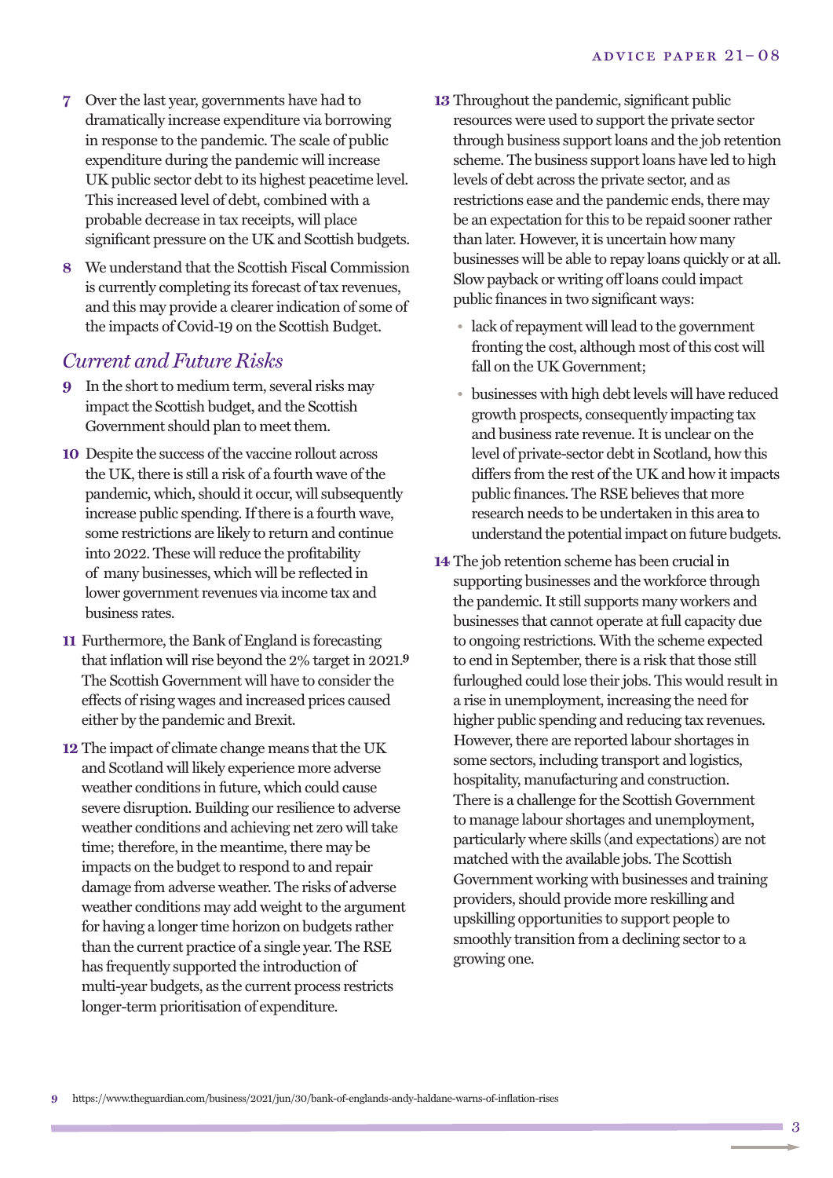7 Over the last year, governments have had to dramatically increase expenditure via borrowing in response to the pandemic. The scale of public expenditure during the pandemic will increase UK public sector debt to its highest peacetime level. This increased level of debt, combined with a probable decrease in tax receipts, will place significant pressure on the UK and Scottish budgets.

8 We understand that the Scottish Fiscal Commission is currently completing its forecast of tax revenues, and this may provide a clearer indication of some of the impacts of Covid-19 on the Scottish Budget.

## *Current and Future Risks*

9 In the short to medium term, several risks may impact the Scottish budget, and the Scottish Government should plan to meet them.

10 Despite the success of the vaccine rollout across the UK, there is still a risk of a fourth wave of the pandemic, which, should it occur, will subsequently increase public spending. If there is a fourth wave, some restrictions are likely to return and continue into 2022. These will reduce the profitability of many businesses, which will be reflected in lower government revenues via income tax and business rates.

11 Furthermore, the Bank of England is forecasting that inflation will rise beyond the 2% target in 2021.[9] The Scottish Government will have to consider the effects of rising wages and increased prices caused either by the pandemic and Brexit.

12 The impact of climate change means that the UK and Scotland will likely experience more adverse weather conditions in future, which could cause severe disruption. Building our resilience to adverse weather conditions and achieving net zero will take time; therefore, in the meantime, there may be impacts on the budget to respond to and repair damage from adverse weather. The risks of adverse weather conditions may add weight to the argument for having a longer time horizon on budgets rather than the current practice of a single year. The RSE has frequently supported the introduction of multi-year budgets, as the current process restricts longer-term prioritisation of expenditure.

13 Throughout the pandemic, significant public resources were used to support the private sector through business support loans and the job retention scheme. The business support loans have led to high levels of debt across the private sector, and as restrictions ease and the pandemic ends, there may be an expectation for this to be repaid sooner rather than later. However, it is uncertain how many businesses will be able to repay loans quickly or at all. Slow payback or writing off loans could impact public finances in two significant ways:

- lack of repayment will lead to the government fronting the cost, although most of this cost will fall on the UK Government;
- businesses with high debt levels will have reduced growth prospects, consequently impacting tax and business rate revenue. It is unclear on the level of private-sector debt in Scotland, how this differs from the rest of the UK and how it impacts public finances. The RSE believes that more research needs to be undertaken in this area to understand the potential impact on future budgets.

14 The job retention scheme has been crucial in supporting businesses and the workforce through the pandemic. It still supports many workers and businesses that cannot operate at full capacity due to ongoing restrictions. With the scheme expected to end in September, there is a risk that those still furloughed could lose their jobs. This would result in a rise in unemployment, increasing the need for higher public spending and reducing tax revenues. However, there are reported labour shortages in some sectors, including transport and logistics, hospitality, manufacturing and construction. There is a challenge for the Scottish Government to manage labour shortages and unemployment, particularly where skills (and expectations) are not matched with the available jobs. The Scottish Government working with businesses and training providers, should provide more reskilling and upskilling opportunities to support people to smoothly transition from a declining sector to a growing one.

9 https://www.theguardian.com/business/2021/jun/30/bank-of-englands-andy-haldane-warns-of-inflation-rises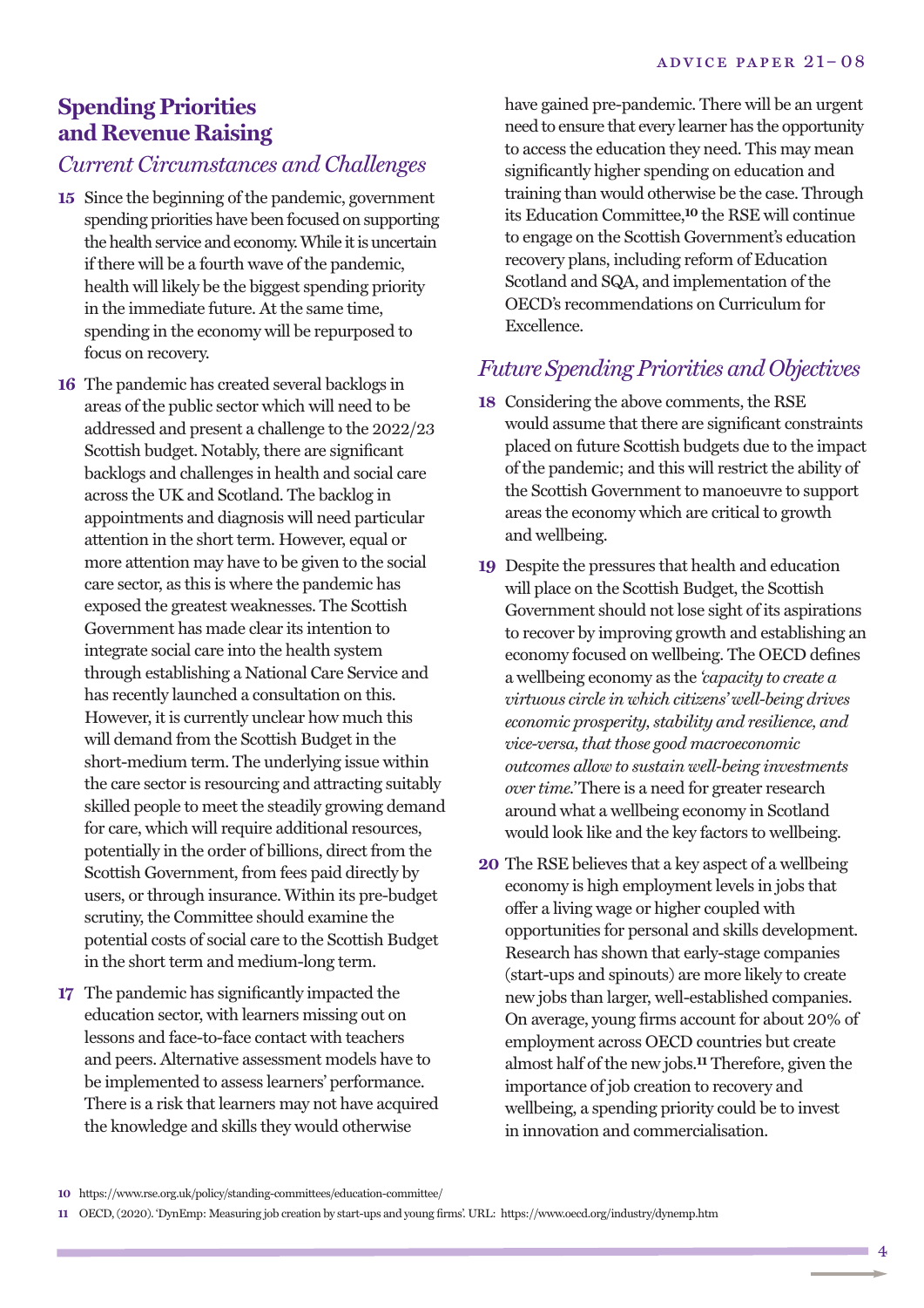## Spending Priorities and Revenue Raising

### *Current Circumstances and Challenges*

**15** Since the beginning of the pandemic, government spending priorities have been focused on supporting the health service and economy. While it is uncertain if there will be a fourth wave of the pandemic, health will likely be the biggest spending priority in the immediate future. At the same time, spending in the economy will be repurposed to focus on recovery.

**16** The pandemic has created several backlogs in areas of the public sector which will need to be addressed and present a challenge to the 2022/23 Scottish budget. Notably, there are significant backlogs and challenges in health and social care across the UK and Scotland. The backlog in appointments and diagnosis will need particular attention in the short term. However, equal or more attention may have to be given to the social care sector, as this is where the pandemic has exposed the greatest weaknesses. The Scottish Government has made clear its intention to integrate social care into the health system through establishing a National Care Service and has recently launched a consultation on this. However, it is currently unclear how much this will demand from the Scottish Budget in the short-medium term. The underlying issue within the care sector is resourcing and attracting suitably skilled people to meet the steadily growing demand for care, which will require additional resources, potentially in the order of billions, direct from the Scottish Government, from fees paid directly by users, or through insurance. Within its pre-budget scrutiny, the Committee should examine the potential costs of social care to the Scottish Budget in the short term and medium-long term.

**17** The pandemic has significantly impacted the education sector, with learners missing out on lessons and face-to-face contact with teachers and peers. Alternative assessment models have to be implemented to assess learners' performance. There is a risk that learners may not have acquired the knowledge and skills they would otherwise have gained pre-pandemic. There will be an urgent need to ensure that every learner has the opportunity to access the education they need. This may mean significantly higher spending on education and training than would otherwise be the case. Through its Education Committee,[10] the RSE will continue to engage on the Scottish Government's education recovery plans, including reform of Education Scotland and SQA, and implementation of the OECD's recommendations on Curriculum for Excellence.

### *Future Spending Priorities and Objectives*

**18** Considering the above comments, the RSE would assume that there are significant constraints placed on future Scottish budgets due to the impact of the pandemic; and this will restrict the ability of the Scottish Government to manoeuvre to support areas the economy which are critical to growth and wellbeing.

**19** Despite the pressures that health and education will place on the Scottish Budget, the Scottish Government should not lose sight of its aspirations to recover by improving growth and establishing an economy focused on wellbeing. The OECD defines a wellbeing economy as the *'capacity to create a virtuous circle in which citizens' well-being drives economic prosperity, stability and resilience, and vice-versa, that those good macroeconomic outcomes allow to sustain well-being investments over time.'* There is a need for greater research around what a wellbeing economy in Scotland would look like and the key factors to wellbeing.

**20** The RSE believes that a key aspect of a wellbeing economy is high employment levels in jobs that offer a living wage or higher coupled with opportunities for personal and skills development. Research has shown that early-stage companies (start-ups and spinouts) are more likely to create new jobs than larger, well-established companies. On average, young firms account for about 20% of employment across OECD countries but create almost half of the new jobs.[11] Therefore, given the importance of job creation to recovery and wellbeing, a spending priority could be to invest in innovation and commercialisation.

---

**10** https://www.rse.org.uk/policy/standing-committees/education-committee/

**11** OECD, (2020). 'DynEmp: Measuring job creation by start-ups and young firms'. URL: https://www.oecd.org/industry/dynemp.htm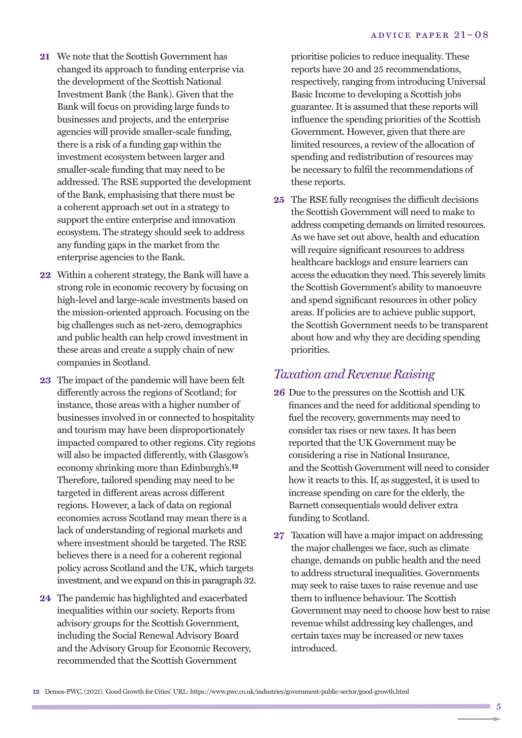21 We note that the Scottish Government has changed its approach to funding enterprise via the development of the Scottish National Investment Bank (the Bank). Given that the Bank will focus on providing large funds to businesses and projects, and the enterprise agencies will provide smaller-scale funding, there is a risk of a funding gap within the investment ecosystem between larger and smaller-scale funding that may need to be addressed. The RSE supported the development of the Bank, emphasising that there must be a coherent approach set out in a strategy to support the entire enterprise and innovation ecosystem. The strategy should seek to address any funding gaps in the market from the enterprise agencies to the Bank.

22 Within a coherent strategy, the Bank will have a strong role in economic recovery by focusing on high-level and large-scale investments based on the mission-oriented approach. Focusing on the big challenges such as net-zero, demographics and public health can help crowd investment in these areas and create a supply chain of new companies in Scotland.

23 The impact of the pandemic will have been felt differently across the regions of Scotland; for instance, those areas with a higher number of businesses involved in or connected to hospitality and tourism may have been disproportionately impacted compared to other regions. City regions will also be impacted differently, with Glasgow's economy shrinking more than Edinburgh's.[12] Therefore, tailored spending may need to be targeted in different areas across different regions. However, a lack of data on regional economies across Scotland may mean there is a lack of understanding of regional markets and where investment should be targeted. The RSE believes there is a need for a coherent regional policy across Scotland and the UK, which targets investment, and we expand on this in paragraph 32.

24 The pandemic has highlighted and exacerbated inequalities within our society. Reports from advisory groups for the Scottish Government, including the Social Renewal Advisory Board and the Advisory Group for Economic Recovery, recommended that the Scottish Government prioritise policies to reduce inequality. These reports have 20 and 25 recommendations, respectively, ranging from introducing Universal Basic Income to developing a Scottish jobs guarantee. It is assumed that these reports will influence the spending priorities of the Scottish Government. However, given that there are limited resources, a review of the allocation of spending and redistribution of resources may be necessary to fulfil the recommendations of these reports.

25 The RSE fully recognises the difficult decisions the Scottish Government will need to make to address competing demands on limited resources. As we have set out above, health and education will require significant resources to address healthcare backlogs and ensure learners can access the education they need. This severely limits the Scottish Government's ability to manoeuvre and spend significant resources in other policy areas. If policies are to achieve public support, the Scottish Government needs to be transparent about how and why they are deciding spending priorities.

## *Taxation and Revenue Raising*

26 Due to the pressures on the Scottish and UK finances and the need for additional spending to fuel the recovery, governments may need to consider tax rises or new taxes. It has been reported that the UK Government may be considering a rise in National Insurance, and the Scottish Government will need to consider how it reacts to this. If, as suggested, it is used to increase spending on care for the elderly, the Barnett consequentials would deliver extra funding to Scotland.

27 Taxation will have a major impact on addressing the major challenges we face, such as climate change, demands on public health and the need to address structural inequalities. Governments may seek to raise taxes to raise revenue and use them to influence behaviour. The Scottish Government may need to choose how best to raise revenue whilst addressing key challenges, and certain taxes may be increased or new taxes introduced.

12 Demos-PWC, (2021). 'Good Growth for Cities'. URL: https://www.pwc.co.uk/industries/government-public-sector/good-growth.html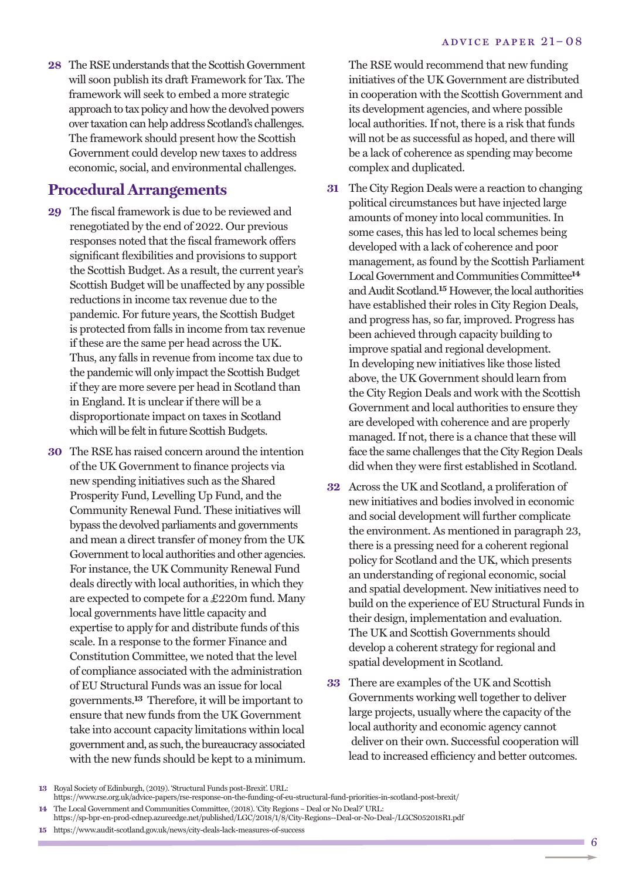**28** The RSE understands that the Scottish Government will soon publish its draft Framework for Tax. The framework will seek to embed a more strategic approach to tax policy and how the devolved powers over taxation can help address Scotland's challenges. The framework should present how the Scottish Government could develop new taxes to address economic, social, and environmental challenges.

## Procedural Arrangements

**29** The fiscal framework is due to be reviewed and renegotiated by the end of 2022. Our previous responses noted that the fiscal framework offers significant flexibilities and provisions to support the Scottish Budget. As a result, the current year's Scottish Budget will be unaffected by any possible reductions in income tax revenue due to the pandemic. For future years, the Scottish Budget is protected from falls in income from tax revenue if these are the same per head across the UK. Thus, any falls in revenue from income tax due to the pandemic will only impact the Scottish Budget if they are more severe per head in Scotland than in England. It is unclear if there will be a disproportionate impact on taxes in Scotland which will be felt in future Scottish Budgets.

**30** The RSE has raised concern around the intention of the UK Government to finance projects via new spending initiatives such as the Shared Prosperity Fund, Levelling Up Fund, and the Community Renewal Fund. These initiatives will bypass the devolved parliaments and governments and mean a direct transfer of money from the UK Government to local authorities and other agencies. For instance, the UK Community Renewal Fund deals directly with local authorities, in which they are expected to compete for a £220m fund. Many local governments have little capacity and expertise to apply for and distribute funds of this scale. In a response to the former Finance and Constitution Committee, we noted that the level of compliance associated with the administration of EU Structural Funds was an issue for local governments.[13] Therefore, it will be important to ensure that new funds from the UK Government take into account capacity limitations within local government and, as such, the bureaucracy associated with the new funds should be kept to a minimum. The RSE would recommend that new funding initiatives of the UK Government are distributed in cooperation with the Scottish Government and its development agencies, and where possible local authorities. If not, there is a risk that funds will not be as successful as hoped, and there will be a lack of coherence as spending may become complex and duplicated.

**31** The City Region Deals were a reaction to changing political circumstances but have injected large amounts of money into local communities. In some cases, this has led to local schemes being developed with a lack of coherence and poor management, as found by the Scottish Parliament Local Government and Communities Committee[14] and Audit Scotland.[15] However, the local authorities have established their roles in City Region Deals, and progress has, so far, improved. Progress has been achieved through capacity building to improve spatial and regional development. In developing new initiatives like those listed above, the UK Government should learn from the City Region Deals and work with the Scottish Government and local authorities to ensure they are developed with coherence and are properly managed. If not, there is a chance that these will face the same challenges that the City Region Deals did when they were first established in Scotland.

**32** Across the UK and Scotland, a proliferation of new initiatives and bodies involved in economic and social development will further complicate the environment. As mentioned in paragraph 23, there is a pressing need for a coherent regional policy for Scotland and the UK, which presents an understanding of regional economic, social and spatial development. New initiatives need to build on the experience of EU Structural Funds in their design, implementation and evaluation. The UK and Scottish Governments should develop a coherent strategy for regional and spatial development in Scotland.

**33** There are examples of the UK and Scottish Governments working well together to deliver large projects, usually where the capacity of the local authority and economic agency cannot deliver on their own. Successful cooperation will lead to increased efficiency and better outcomes.

---

[13] Royal Society of Edinburgh, (2019). 'Structural Funds post-Brexit'. URL: https://www.rse.org.uk/advice-papers/rse-response-on-the-funding-of-eu-structural-fund-priorities-in-scotland-post-brexit/

[14] The Local Government and Communities Committee, (2018). 'City Regions – Deal or No Deal?' URL: https://sp-bpr-en-prod-cdnep.azureedge.net/published/LGC/2018/1/8/City-Regions--Deal-or-No-Deal-/LGCS052018R1.pdf

[15] https://www.audit-scotland.gov.uk/news/city-deals-lack-measures-of-success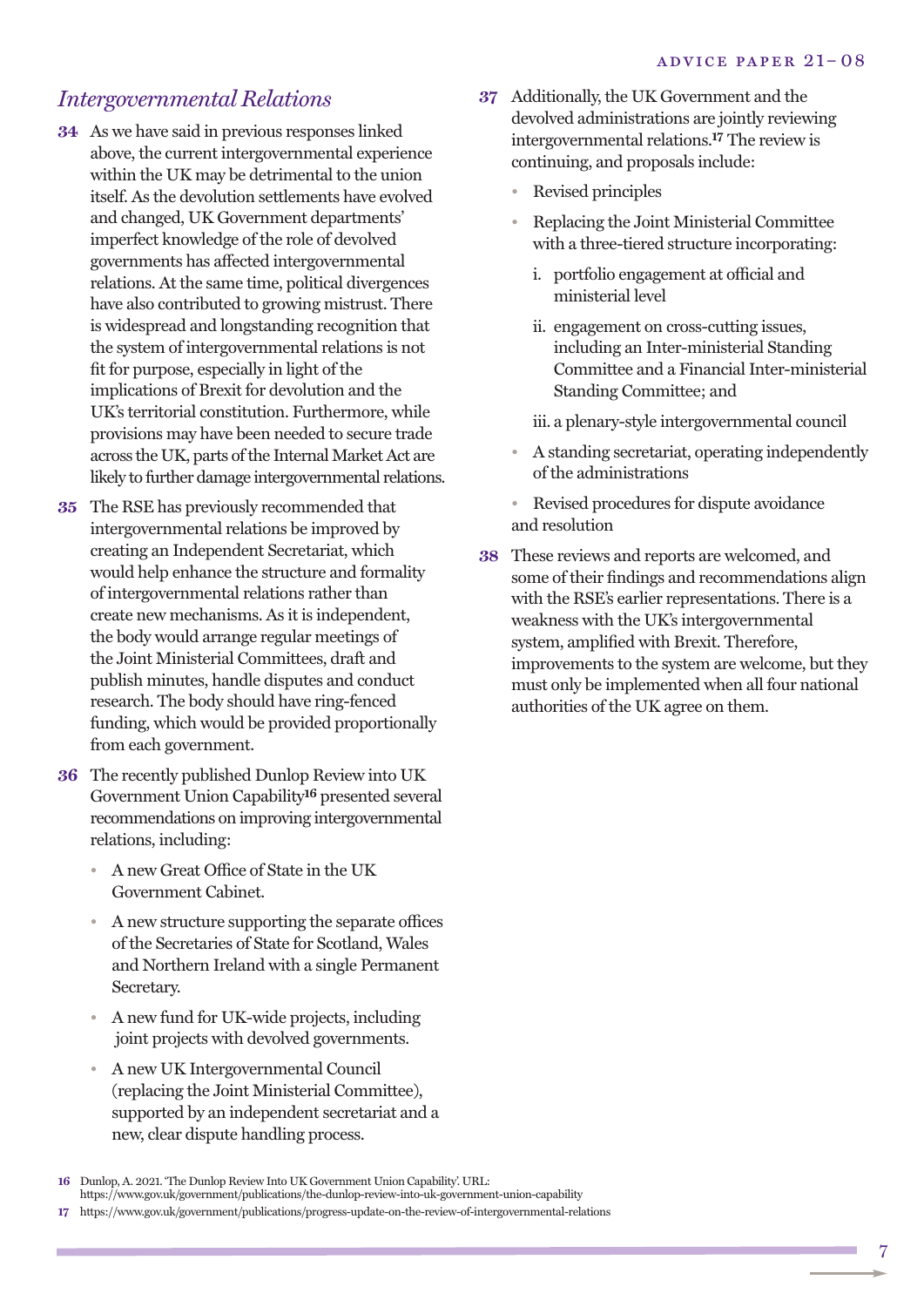## *Intergovernmental Relations*

**34** As we have said in previous responses linked above, the current intergovernmental experience within the UK may be detrimental to the union itself. As the devolution settlements have evolved and changed, UK Government departments' imperfect knowledge of the role of devolved governments has affected intergovernmental relations. At the same time, political divergences have also contributed to growing mistrust. There is widespread and longstanding recognition that the system of intergovernmental relations is not fit for purpose, especially in light of the implications of Brexit for devolution and the UK's territorial constitution. Furthermore, while provisions may have been needed to secure trade across the UK, parts of the Internal Market Act are likely to further damage intergovernmental relations.

**35** The RSE has previously recommended that intergovernmental relations be improved by creating an Independent Secretariat, which would help enhance the structure and formality of intergovernmental relations rather than create new mechanisms. As it is independent, the body would arrange regular meetings of the Joint Ministerial Committees, draft and publish minutes, handle disputes and conduct research. The body should have ring-fenced funding, which would be provided proportionally from each government.

**36** The recently published Dunlop Review into UK Government Union Capability[16] presented several recommendations on improving intergovernmental relations, including:

- A new Great Office of State in the UK Government Cabinet.
- A new structure supporting the separate offices of the Secretaries of State for Scotland, Wales and Northern Ireland with a single Permanent Secretary.
- A new fund for UK-wide projects, including joint projects with devolved governments.
- A new UK Intergovernmental Council (replacing the Joint Ministerial Committee), supported by an independent secretariat and a new, clear dispute handling process.

**37** Additionally, the UK Government and the devolved administrations are jointly reviewing intergovernmental relations.[17] The review is continuing, and proposals include:

- Revised principles
- Replacing the Joint Ministerial Committee with a three-tiered structure incorporating:
  - i. portfolio engagement at official and ministerial level
  - ii. engagement on cross-cutting issues, including an Inter-ministerial Standing Committee and a Financial Inter-ministerial Standing Committee; and
  - iii. a plenary-style intergovernmental council
- A standing secretariat, operating independently of the administrations
- Revised procedures for dispute avoidance and resolution

**38** These reviews and reports are welcomed, and some of their findings and recommendations align with the RSE's earlier representations. There is a weakness with the UK's intergovernmental system, amplified with Brexit. Therefore, improvements to the system are welcome, but they must only be implemented when all four national authorities of the UK agree on them.

---

**16** Dunlop, A. 2021. 'The Dunlop Review Into UK Government Union Capability'. URL: https://www.gov.uk/government/publications/the-dunlop-review-into-uk-government-union-capability

**17** https://www.gov.uk/government/publications/progress-update-on-the-review-of-intergovernmental-relations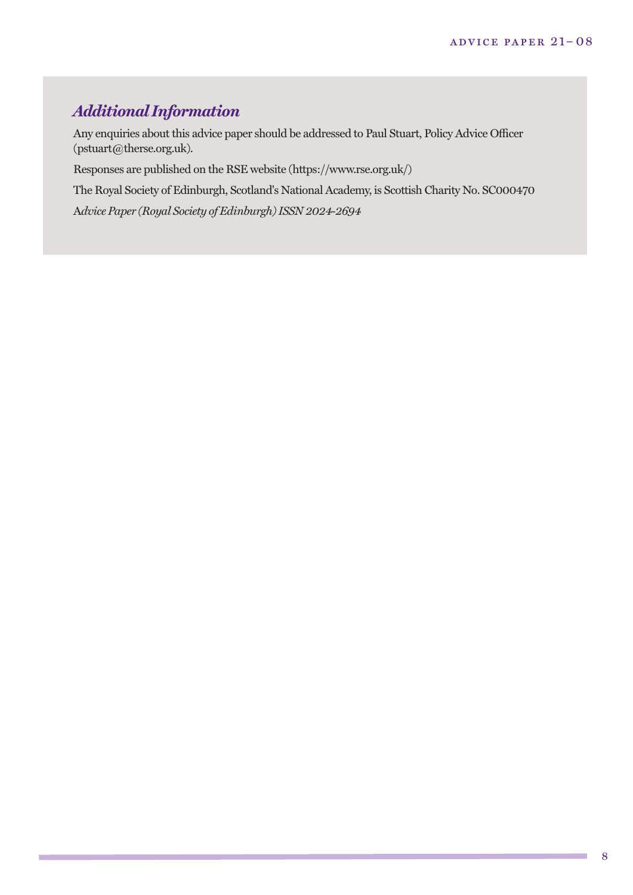## *Additional Information*

Any enquiries about this advice paper should be addressed to Paul Stuart, Policy Advice Officer (pstuart@therse.org.uk).

Responses are published on the RSE website (https://www.rse.org.uk/)

The Royal Society of Edinburgh, Scotland's National Academy, is Scottish Charity No. SC000470

*Advice Paper (Royal Society of Edinburgh) ISSN 2024-2694*